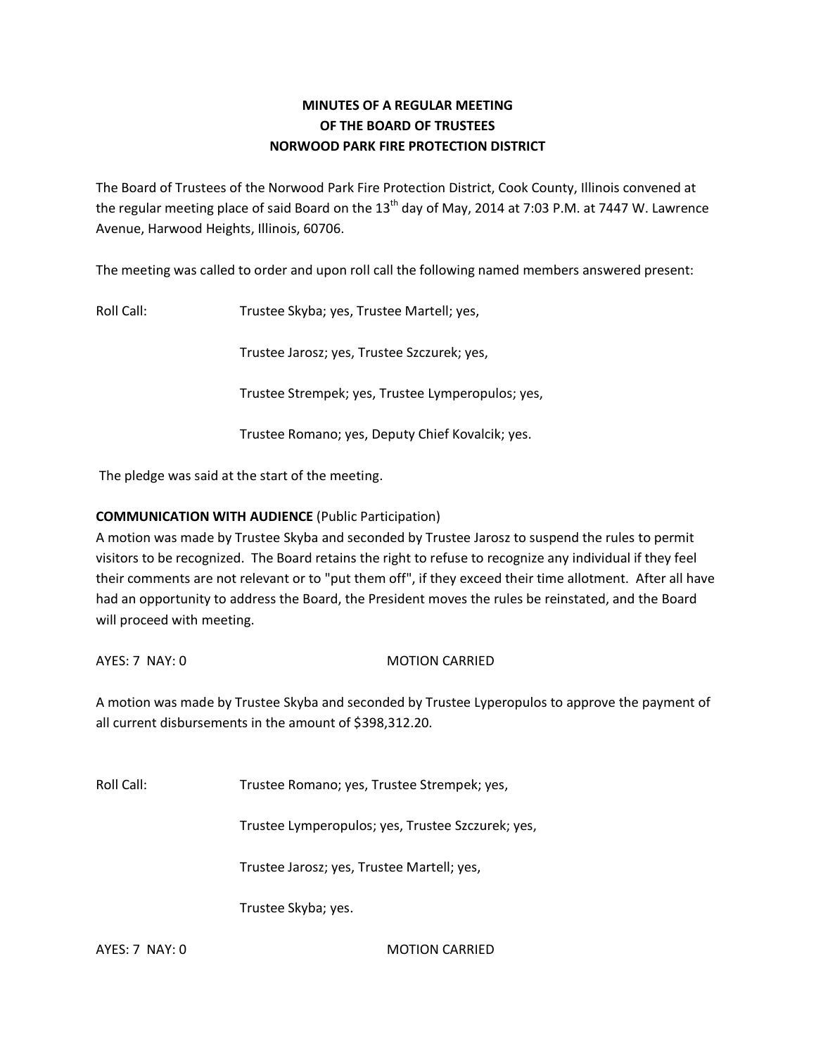**MINUTES OF A REGULAR MEETING**
**OF THE BOARD OF TRUSTEES**
**NORWOOD PARK FIRE PROTECTION DISTRICT**

The Board of Trustees of the Norwood Park Fire Protection District, Cook County, Illinois convened at the regular meeting place of said Board on the 13th day of May, 2014 at 7:03 P.M. at 7447 W. Lawrence Avenue, Harwood Heights, Illinois, 60706.

The meeting was called to order and upon roll call the following named members answered present:

Roll Call: Trustee Skyba; yes, Trustee Martell; yes,

Trustee Jarosz; yes, Trustee Szczurek; yes,

Trustee Strempek; yes, Trustee Lymperopulos; yes,

Trustee Romano; yes, Deputy Chief Kovalcik; yes.

The pledge was said at the start of the meeting.

**COMMUNICATION WITH AUDIENCE** (Public Participation)
A motion was made by Trustee Skyba and seconded by Trustee Jarosz to suspend the rules to permit visitors to be recognized. The Board retains the right to refuse to recognize any individual if they feel their comments are not relevant or to "put them off", if they exceed their time allotment. After all have had an opportunity to address the Board, the President moves the rules be reinstated, and the Board will proceed with meeting.

AYES: 7 NAY: 0 MOTION CARRIED

A motion was made by Trustee Skyba and seconded by Trustee Lyperopulos to approve the payment of all current disbursements in the amount of $398,312.20.

Roll Call: Trustee Romano; yes, Trustee Strempek; yes,

Trustee Lymperopulos; yes, Trustee Szczurek; yes,

Trustee Jarosz; yes, Trustee Martell; yes,

Trustee Skyba; yes.

AYES: 7 NAY: 0 MOTION CARRIED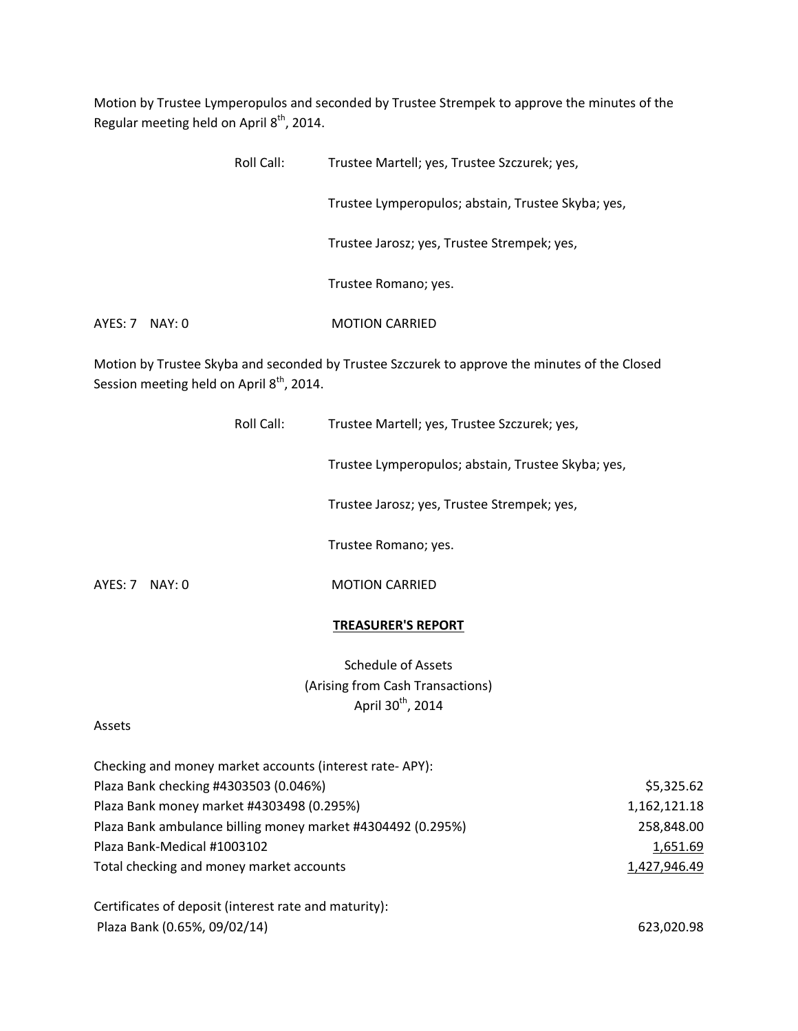Motion by Trustee Lymperopulos and seconded by Trustee Strempek to approve the minutes of the Regular meeting held on April 8th, 2014.

Roll Call: Trustee Martell; yes, Trustee Szczurek; yes,

Trustee Lymperopulos; abstain, Trustee Skyba; yes,

Trustee Jarosz; yes, Trustee Strempek; yes,

Trustee Romano; yes.

AYES: 7 NAY: 0 MOTION CARRIED

Motion by Trustee Skyba and seconded by Trustee Szczurek to approve the minutes of the Closed Session meeting held on April 8th, 2014.

Roll Call: Trustee Martell; yes, Trustee Szczurek; yes,

Trustee Lymperopulos; abstain, Trustee Skyba; yes,

Trustee Jarosz; yes, Trustee Strempek; yes,

Trustee Romano; yes.

AYES: 7 NAY: 0 MOTION CARRIED

**TREASURER'S REPORT**

Schedule of Assets
(Arising from Cash Transactions)
April 30th, 2014

Assets

| | |
|---|---|
| Checking and money market accounts (interest rate- APY): | |
| Plaza Bank checking #4303503 (0.046%) | $5,325.62 |
| Plaza Bank money market #4303498 (0.295%) | 1,162,121.18 |
| Plaza Bank ambulance billing money market #4304492 (0.295%) | 258,848.00 |
| Plaza Bank-Medical #1003102 | 1,651.69 |
| Total checking and money market accounts | 1,427,946.49 |
| | |
| Certificates of deposit (interest rate and maturity): | |
| Plaza Bank (0.65%, 09/02/14) | 623,020.98 |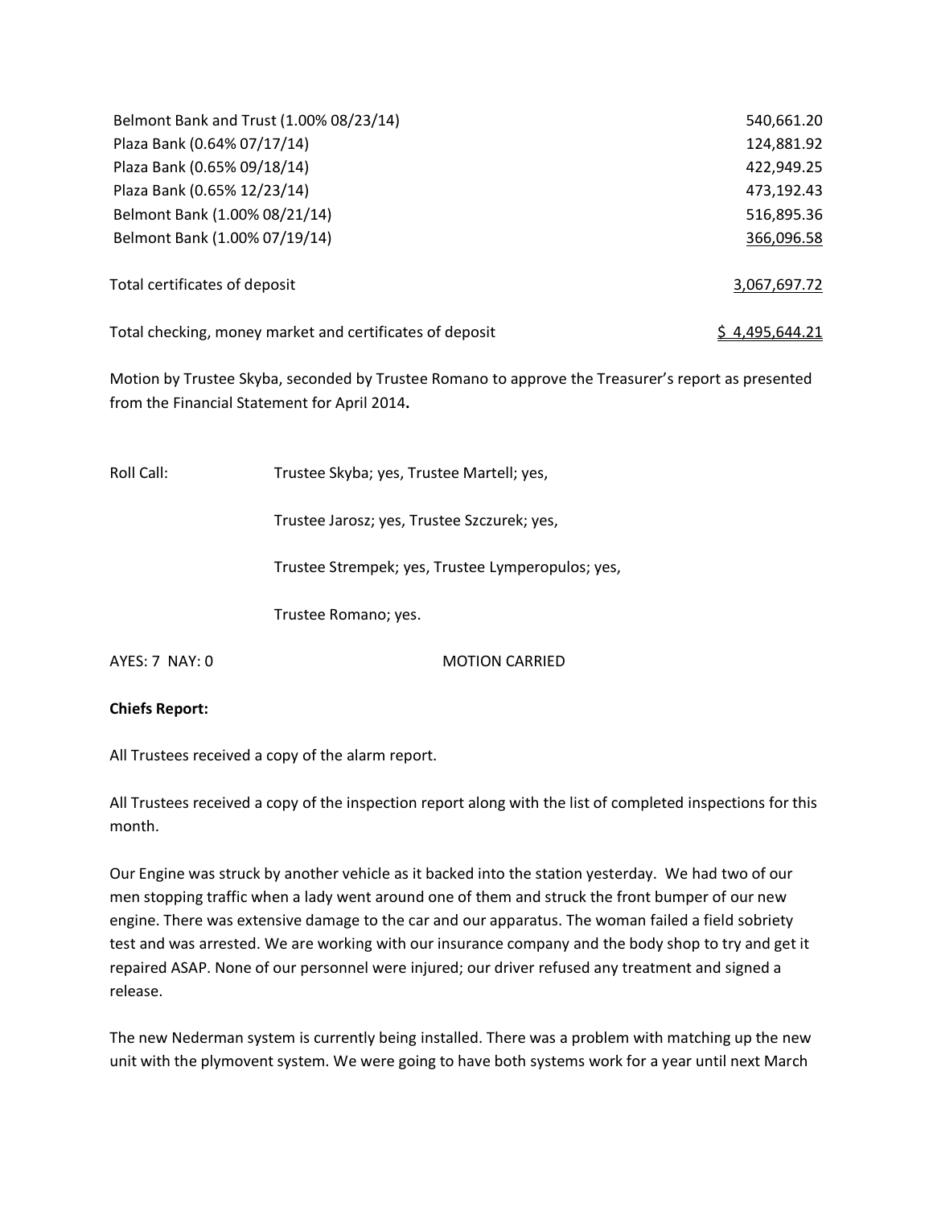| | |
|---|---|
| Belmont Bank and Trust (1.00% 08/23/14) | 540,661.20 |
| Plaza Bank (0.64% 07/17/14) | 124,881.92 |
| Plaza Bank (0.65% 09/18/14) | 422,949.25 |
| Plaza Bank (0.65% 12/23/14) | 473,192.43 |
| Belmont Bank (1.00% 08/21/14) | 516,895.36 |
| Belmont Bank (1.00% 07/19/14) | 366,096.58 |
| Total certificates of deposit | 3,067,697.72 |
| Total checking, money market and certificates of deposit | $ 4,495,644.21 |

Motion by Trustee Skyba, seconded by Trustee Romano to approve the Treasurer's report as presented from the Financial Statement for April 2014**.**

Roll Call: Trustee Skyba; yes, Trustee Martell; yes,

Trustee Jarosz; yes, Trustee Szczurek; yes,

Trustee Strempek; yes, Trustee Lymperopulos; yes,

Trustee Romano; yes.

AYES: 7 NAY: 0 MOTION CARRIED

**Chiefs Report:**

All Trustees received a copy of the alarm report.

All Trustees received a copy of the inspection report along with the list of completed inspections for this month.

Our Engine was struck by another vehicle as it backed into the station yesterday. We had two of our men stopping traffic when a lady went around one of them and struck the front bumper of our new engine. There was extensive damage to the car and our apparatus. The woman failed a field sobriety test and was arrested. We are working with our insurance company and the body shop to try and get it repaired ASAP. None of our personnel were injured; our driver refused any treatment and signed a release.

The new Nederman system is currently being installed. There was a problem with matching up the new unit with the plymovent system. We were going to have both systems work for a year until next March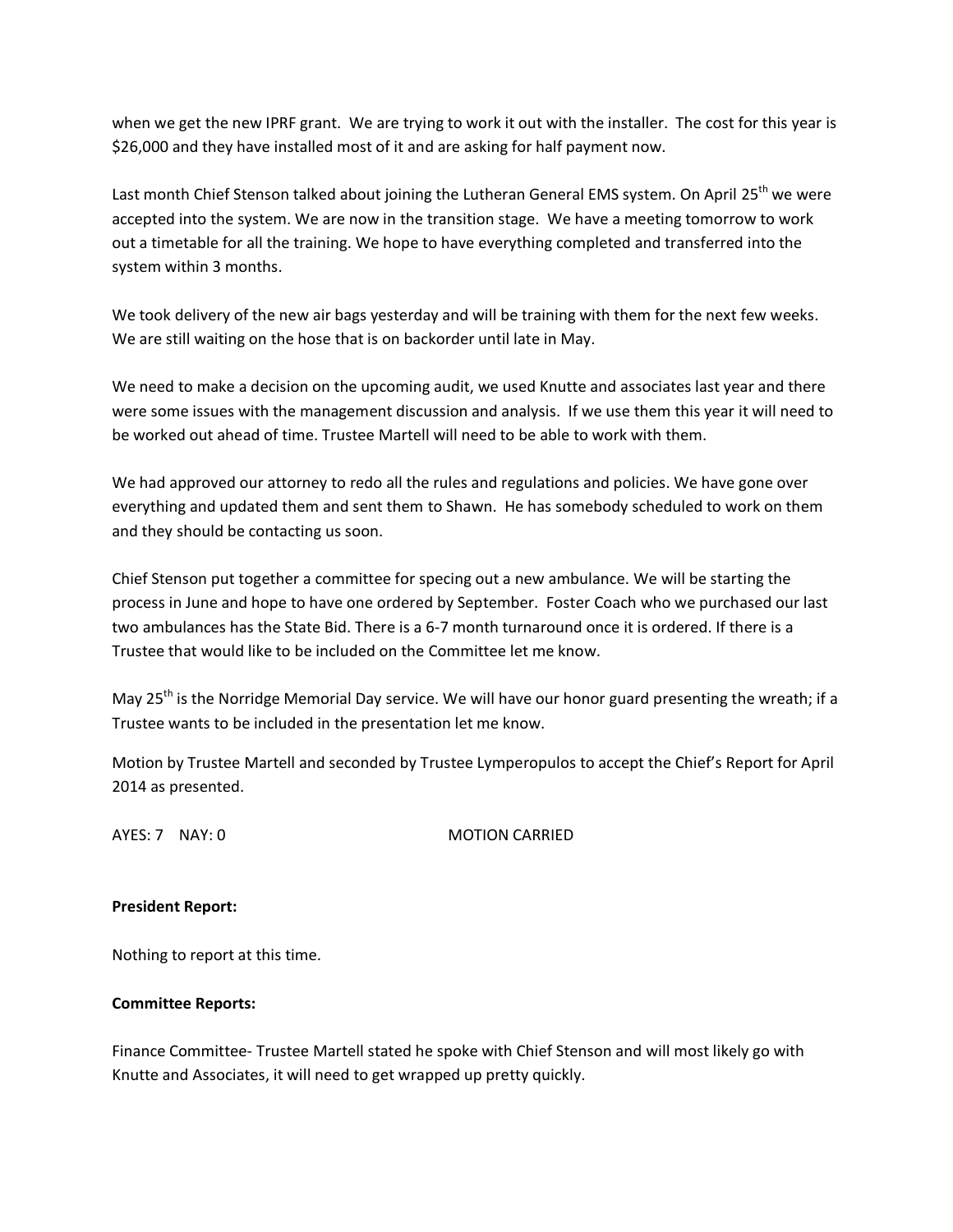when we get the new IPRF grant. We are trying to work it out with the installer. The cost for this year is $26,000 and they have installed most of it and are asking for half payment now.

Last month Chief Stenson talked about joining the Lutheran General EMS system. On April 25th we were accepted into the system. We are now in the transition stage. We have a meeting tomorrow to work out a timetable for all the training. We hope to have everything completed and transferred into the system within 3 months.

We took delivery of the new air bags yesterday and will be training with them for the next few weeks. We are still waiting on the hose that is on backorder until late in May.

We need to make a decision on the upcoming audit, we used Knutte and associates last year and there were some issues with the management discussion and analysis. If we use them this year it will need to be worked out ahead of time. Trustee Martell will need to be able to work with them.

We had approved our attorney to redo all the rules and regulations and policies. We have gone over everything and updated them and sent them to Shawn. He has somebody scheduled to work on them and they should be contacting us soon.

Chief Stenson put together a committee for specing out a new ambulance. We will be starting the process in June and hope to have one ordered by September. Foster Coach who we purchased our last two ambulances has the State Bid. There is a 6-7 month turnaround once it is ordered. If there is a Trustee that would like to be included on the Committee let me know.

May 25th is the Norridge Memorial Day service. We will have our honor guard presenting the wreath; if a Trustee wants to be included in the presentation let me know.

Motion by Trustee Martell and seconded by Trustee Lymperopulos to accept the Chief's Report for April 2014 as presented.

AYES: 7 NAY: 0 MOTION CARRIED

**President Report:**

Nothing to report at this time.

**Committee Reports:**

Finance Committee- Trustee Martell stated he spoke with Chief Stenson and will most likely go with Knutte and Associates, it will need to get wrapped up pretty quickly.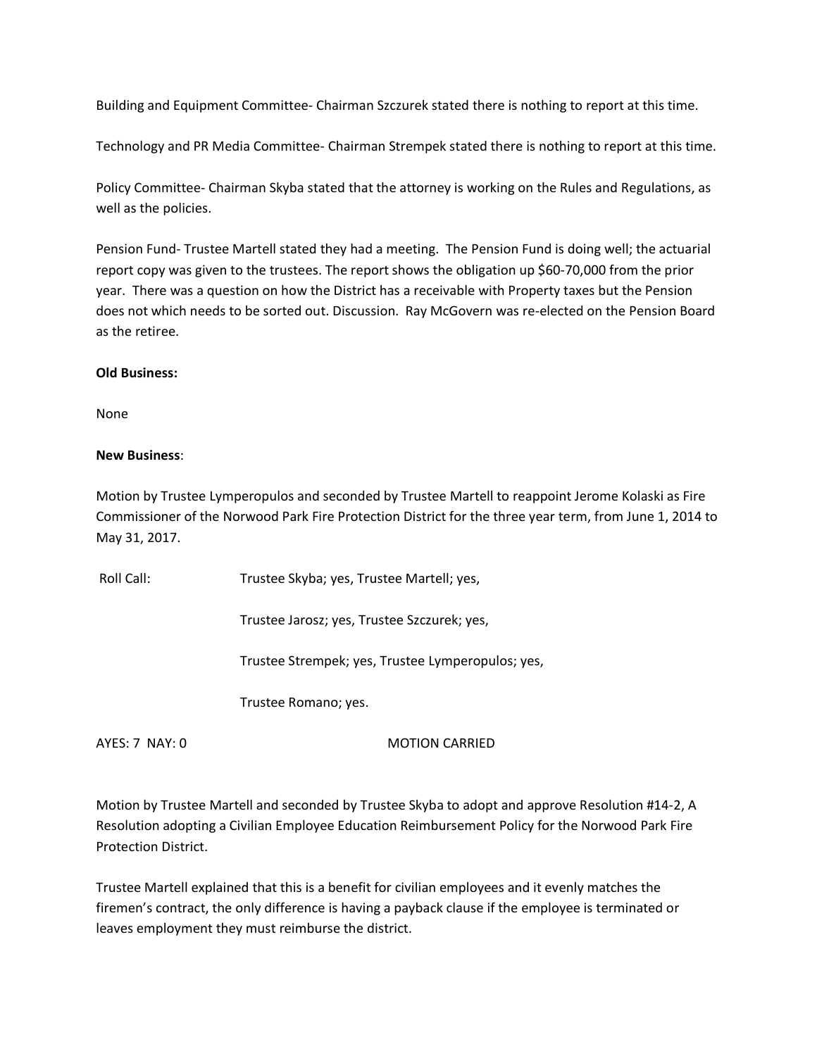Building and Equipment Committee- Chairman Szczurek stated there is nothing to report at this time.

Technology and PR Media Committee- Chairman Strempek stated there is nothing to report at this time.

Policy Committee- Chairman Skyba stated that the attorney is working on the Rules and Regulations, as well as the policies.

Pension Fund- Trustee Martell stated they had a meeting. The Pension Fund is doing well; the actuarial report copy was given to the trustees. The report shows the obligation up $60-70,000 from the prior year. There was a question on how the District has a receivable with Property taxes but the Pension does not which needs to be sorted out. Discussion. Ray McGovern was re-elected on the Pension Board as the retiree.

**Old Business:**

None

**New Business**:

Motion by Trustee Lymperopulos and seconded by Trustee Martell to reappoint Jerome Kolaski as Fire Commissioner of the Norwood Park Fire Protection District for the three year term, from June 1, 2014 to May 31, 2017.

Roll Call: Trustee Skyba; yes, Trustee Martell; yes,

Trustee Jarosz; yes, Trustee Szczurek; yes,

Trustee Strempek; yes, Trustee Lymperopulos; yes,

Trustee Romano; yes.

AYES: 7 NAY: 0 MOTION CARRIED

Motion by Trustee Martell and seconded by Trustee Skyba to adopt and approve Resolution #14-2, A Resolution adopting a Civilian Employee Education Reimbursement Policy for the Norwood Park Fire Protection District.

Trustee Martell explained that this is a benefit for civilian employees and it evenly matches the firemen's contract, the only difference is having a payback clause if the employee is terminated or leaves employment they must reimburse the district.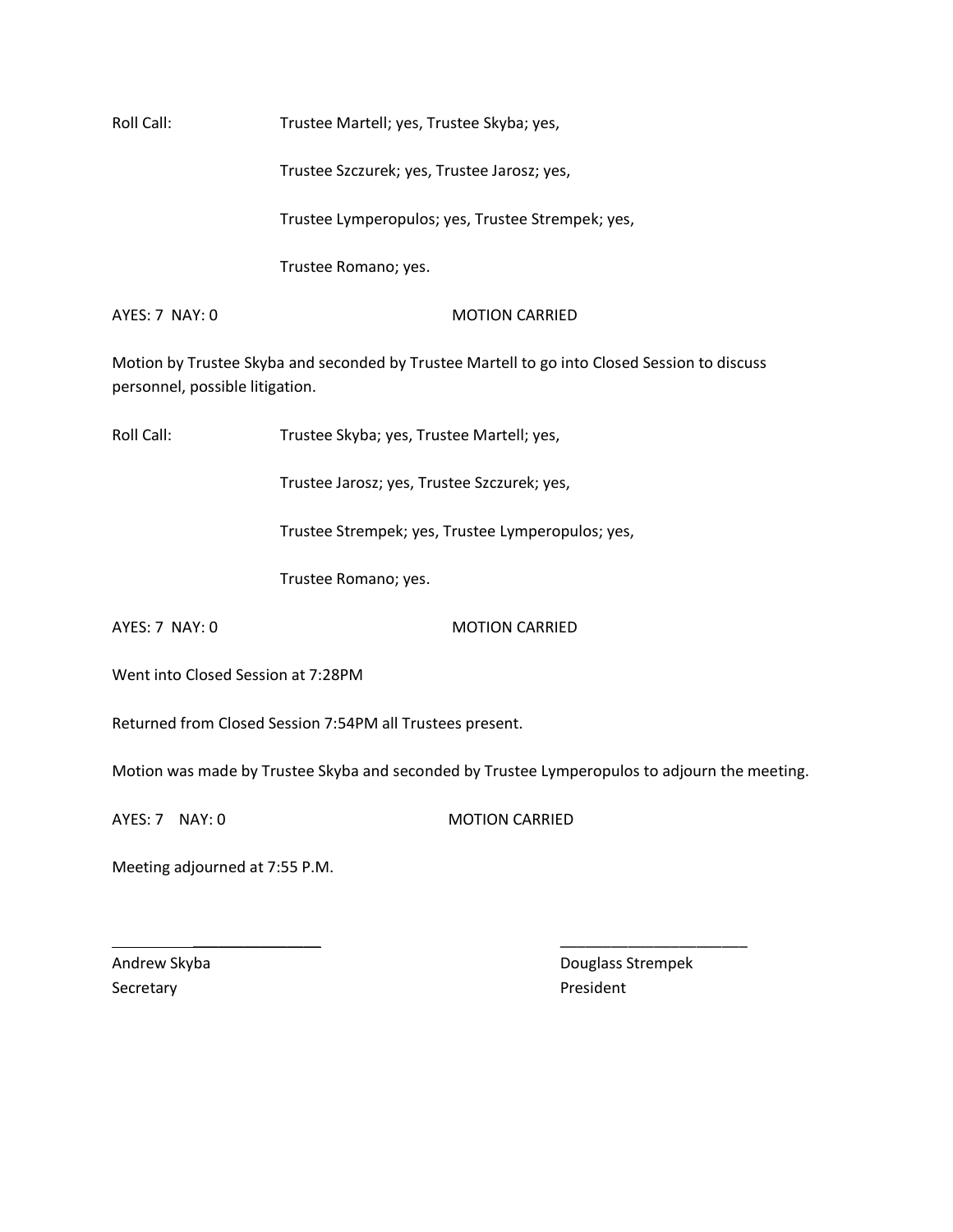Roll Call: Trustee Martell; yes, Trustee Skyba; yes,

Trustee Szczurek; yes, Trustee Jarosz; yes,

Trustee Lymperopulos; yes, Trustee Strempek; yes,

Trustee Romano; yes.

AYES: 7 NAY: 0 MOTION CARRIED

Motion by Trustee Skyba and seconded by Trustee Martell to go into Closed Session to discuss personnel, possible litigation.

Roll Call: Trustee Skyba; yes, Trustee Martell; yes,

Trustee Jarosz; yes, Trustee Szczurek; yes,

Trustee Strempek; yes, Trustee Lymperopulos; yes,

Trustee Romano; yes.

AYES: 7 NAY: 0 MOTION CARRIED

Went into Closed Session at 7:28PM

Returned from Closed Session 7:54PM all Trustees present.

Motion was made by Trustee Skyba and seconded by Trustee Lymperopulos to adjourn the meeting.

AYES: 7 NAY: 0 MOTION CARRIED

Meeting adjourned at 7:55 P.M.

\_\_\_\_\_\_\_\_\_\_\_\_\_\_\_\_\_\_\_\_\_\_\_\_\_\_ \_\_\_\_\_\_\_\_\_\_\_\_\_\_\_\_\_\_\_\_\_\_\_\_\_\_

Andrew Skyba
Secretary

Douglass Strempek
President